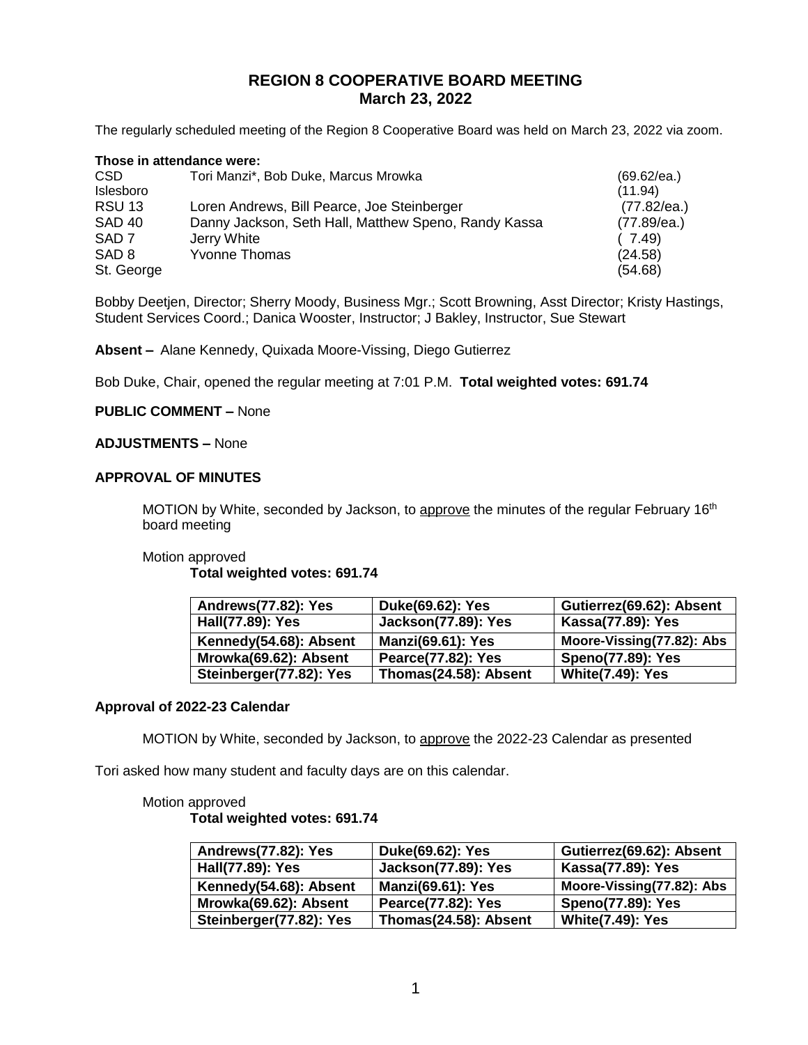# REGION 8 COOPERATIVE BOARD MEETING
## March 23, 2022

The regularly scheduled meeting of the Region 8 Cooperative Board was held on March 23, 2022 via zoom.

**Those in attendance were:**

| | | |
|---|---|---|
| CSD | Tori Manzi*, Bob Duke, Marcus Mrowka | (69.62/ea.) |
| Islesboro | | (11.94) |
| RSU 13 | Loren Andrews, Bill Pearce, Joe Steinberger | (77.82/ea.) |
| SAD 40 | Danny Jackson, Seth Hall, Matthew Speno, Randy Kassa | (77.89/ea.) |
| SAD 7 | Jerry White | ( 7.49) |
| SAD 8 | Yvonne Thomas | (24.58) |
| St. George | | (54.68) |

Bobby Deetjen, Director; Sherry Moody, Business Mgr.; Scott Browning, Asst Director; Kristy Hastings, Student Services Coord.; Danica Wooster, Instructor; J Bakley, Instructor, Sue Stewart

**Absent –** Alane Kennedy, Quixada Moore-Vissing, Diego Gutierrez

Bob Duke, Chair, opened the regular meeting at 7:01 P.M. **Total weighted votes: 691.74**

**PUBLIC COMMENT –** None

**ADJUSTMENTS –** None

**APPROVAL OF MINUTES**

MOTION by White, seconded by Jackson, to approve the minutes of the regular February 16th board meeting

Motion approved

**Total weighted votes: 691.74**

| | | |
|---|---|---|
| **Andrews(77.82): Yes** | **Duke(69.62): Yes** | **Gutierrez(69.62): Absent** |
| **Hall(77.89): Yes** | **Jackson(77.89): Yes** | **Kassa(77.89): Yes** |
| **Kennedy(54.68): Absent** | **Manzi(69.61): Yes** | **Moore-Vissing(77.82): Abs** |
| **Mrowka(69.62): Absent** | **Pearce(77.82): Yes** | **Speno(77.89): Yes** |
| **Steinberger(77.82): Yes** | **Thomas(24.58): Absent** | **White(7.49): Yes** |

**Approval of 2022-23 Calendar**

MOTION by White, seconded by Jackson, to approve the 2022-23 Calendar as presented

Tori asked how many student and faculty days are on this calendar.

Motion approved

**Total weighted votes: 691.74**

| | | |
|---|---|---|
| **Andrews(77.82): Yes** | **Duke(69.62): Yes** | **Gutierrez(69.62): Absent** |
| **Hall(77.89): Yes** | **Jackson(77.89): Yes** | **Kassa(77.89): Yes** |
| **Kennedy(54.68): Absent** | **Manzi(69.61): Yes** | **Moore-Vissing(77.82): Abs** |
| **Mrowka(69.62): Absent** | **Pearce(77.82): Yes** | **Speno(77.89): Yes** |
| **Steinberger(77.82): Yes** | **Thomas(24.58): Absent** | **White(7.49): Yes** |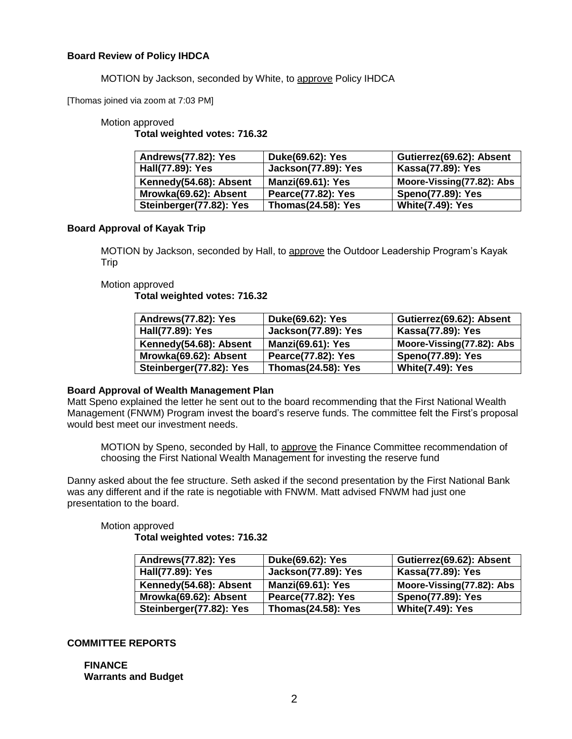**Board Review of Policy IHDCA**

MOTION by Jackson, seconded by White, to approve Policy IHDCA

[Thomas joined via zoom at 7:03 PM]

Motion approved

**Total weighted votes: 716.32**

| | | |
|---|---|---|
| **Andrews(77.82): Yes** | **Duke(69.62): Yes** | **Gutierrez(69.62): Absent** |
| **Hall(77.89): Yes** | **Jackson(77.89): Yes** | **Kassa(77.89): Yes** |
| **Kennedy(54.68): Absent** | **Manzi(69.61): Yes** | **Moore-Vissing(77.82): Abs** |
| **Mrowka(69.62): Absent** | **Pearce(77.82): Yes** | **Speno(77.89): Yes** |
| **Steinberger(77.82): Yes** | **Thomas(24.58): Yes** | **White(7.49): Yes** |

**Board Approval of Kayak Trip**

MOTION by Jackson, seconded by Hall, to approve the Outdoor Leadership Program's Kayak Trip

Motion approved

**Total weighted votes: 716.32**

| | | |
|---|---|---|
| **Andrews(77.82): Yes** | **Duke(69.62): Yes** | **Gutierrez(69.62): Absent** |
| **Hall(77.89): Yes** | **Jackson(77.89): Yes** | **Kassa(77.89): Yes** |
| **Kennedy(54.68): Absent** | **Manzi(69.61): Yes** | **Moore-Vissing(77.82): Abs** |
| **Mrowka(69.62): Absent** | **Pearce(77.82): Yes** | **Speno(77.89): Yes** |
| **Steinberger(77.82): Yes** | **Thomas(24.58): Yes** | **White(7.49): Yes** |

**Board Approval of Wealth Management Plan**

Matt Speno explained the letter he sent out to the board recommending that the First National Wealth Management (FNWM) Program invest the board's reserve funds. The committee felt the First's proposal would best meet our investment needs.

MOTION by Speno, seconded by Hall, to approve the Finance Committee recommendation of choosing the First National Wealth Management for investing the reserve fund

Danny asked about the fee structure. Seth asked if the second presentation by the First National Bank was any different and if the rate is negotiable with FNWM. Matt advised FNWM had just one presentation to the board.

Motion approved

**Total weighted votes: 716.32**

| | | |
|---|---|---|
| **Andrews(77.82): Yes** | **Duke(69.62): Yes** | **Gutierrez(69.62): Absent** |
| **Hall(77.89): Yes** | **Jackson(77.89): Yes** | **Kassa(77.89): Yes** |
| **Kennedy(54.68): Absent** | **Manzi(69.61): Yes** | **Moore-Vissing(77.82): Abs** |
| **Mrowka(69.62): Absent** | **Pearce(77.82): Yes** | **Speno(77.89): Yes** |
| **Steinberger(77.82): Yes** | **Thomas(24.58): Yes** | **White(7.49): Yes** |

**COMMITTEE REPORTS**

**FINANCE**
**Warrants and Budget**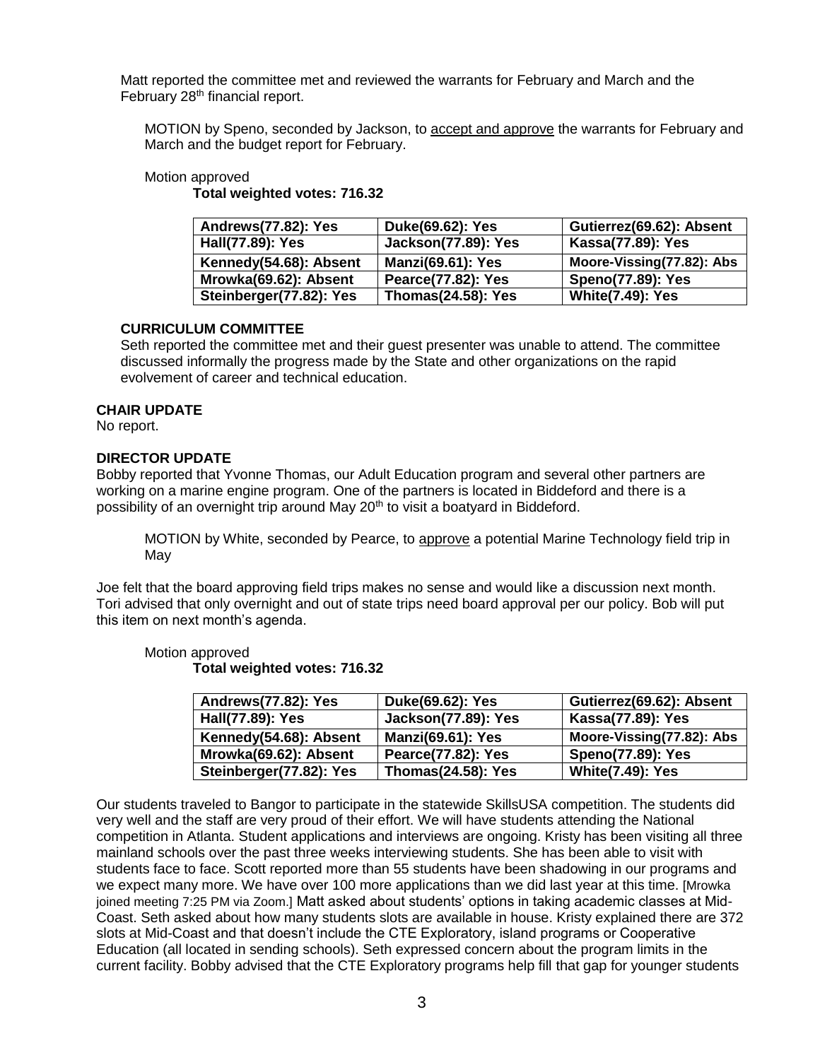Matt reported the committee met and reviewed the warrants for February and March and the February 28th financial report.

MOTION by Speno, seconded by Jackson, to accept and approve the warrants for February and March and the budget report for February.

Motion approved

**Total weighted votes: 716.32**

| **Andrews(77.82): Yes** | **Duke(69.62): Yes** | **Gutierrez(69.62): Absent** |
|---|---|---|
| **Hall(77.89): Yes** | **Jackson(77.89): Yes** | **Kassa(77.89): Yes** |
| **Kennedy(54.68): Absent** | **Manzi(69.61): Yes** | **Moore-Vissing(77.82): Abs** |
| **Mrowka(69.62): Absent** | **Pearce(77.82): Yes** | **Speno(77.89): Yes** |
| **Steinberger(77.82): Yes** | **Thomas(24.58): Yes** | **White(7.49): Yes** |

### CURRICULUM COMMITTEE

Seth reported the committee met and their guest presenter was unable to attend. The committee discussed informally the progress made by the State and other organizations on the rapid evolvement of career and technical education.

### CHAIR UPDATE

No report.

### DIRECTOR UPDATE

Bobby reported that Yvonne Thomas, our Adult Education program and several other partners are working on a marine engine program. One of the partners is located in Biddeford and there is a possibility of an overnight trip around May 20th to visit a boatyard in Biddeford.

MOTION by White, seconded by Pearce, to approve a potential Marine Technology field trip in May

Joe felt that the board approving field trips makes no sense and would like a discussion next month. Tori advised that only overnight and out of state trips need board approval per our policy. Bob will put this item on next month's agenda.

Motion approved

**Total weighted votes: 716.32**

| **Andrews(77.82): Yes** | **Duke(69.62): Yes** | **Gutierrez(69.62): Absent** |
|---|---|---|
| **Hall(77.89): Yes** | **Jackson(77.89): Yes** | **Kassa(77.89): Yes** |
| **Kennedy(54.68): Absent** | **Manzi(69.61): Yes** | **Moore-Vissing(77.82): Abs** |
| **Mrowka(69.62): Absent** | **Pearce(77.82): Yes** | **Speno(77.89): Yes** |
| **Steinberger(77.82): Yes** | **Thomas(24.58): Yes** | **White(7.49): Yes** |

Our students traveled to Bangor to participate in the statewide SkillsUSA competition. The students did very well and the staff are very proud of their effort. We will have students attending the National competition in Atlanta. Student applications and interviews are ongoing. Kristy has been visiting all three mainland schools over the past three weeks interviewing students. She has been able to visit with students face to face. Scott reported more than 55 students have been shadowing in our programs and we expect many more. We have over 100 more applications than we did last year at this time. [Mrowka joined meeting 7:25 PM via Zoom.] Matt asked about students' options in taking academic classes at Mid-Coast. Seth asked about how many students slots are available in house. Kristy explained there are 372 slots at Mid-Coast and that doesn't include the CTE Exploratory, island programs or Cooperative Education (all located in sending schools). Seth expressed concern about the program limits in the current facility. Bobby advised that the CTE Exploratory programs help fill that gap for younger students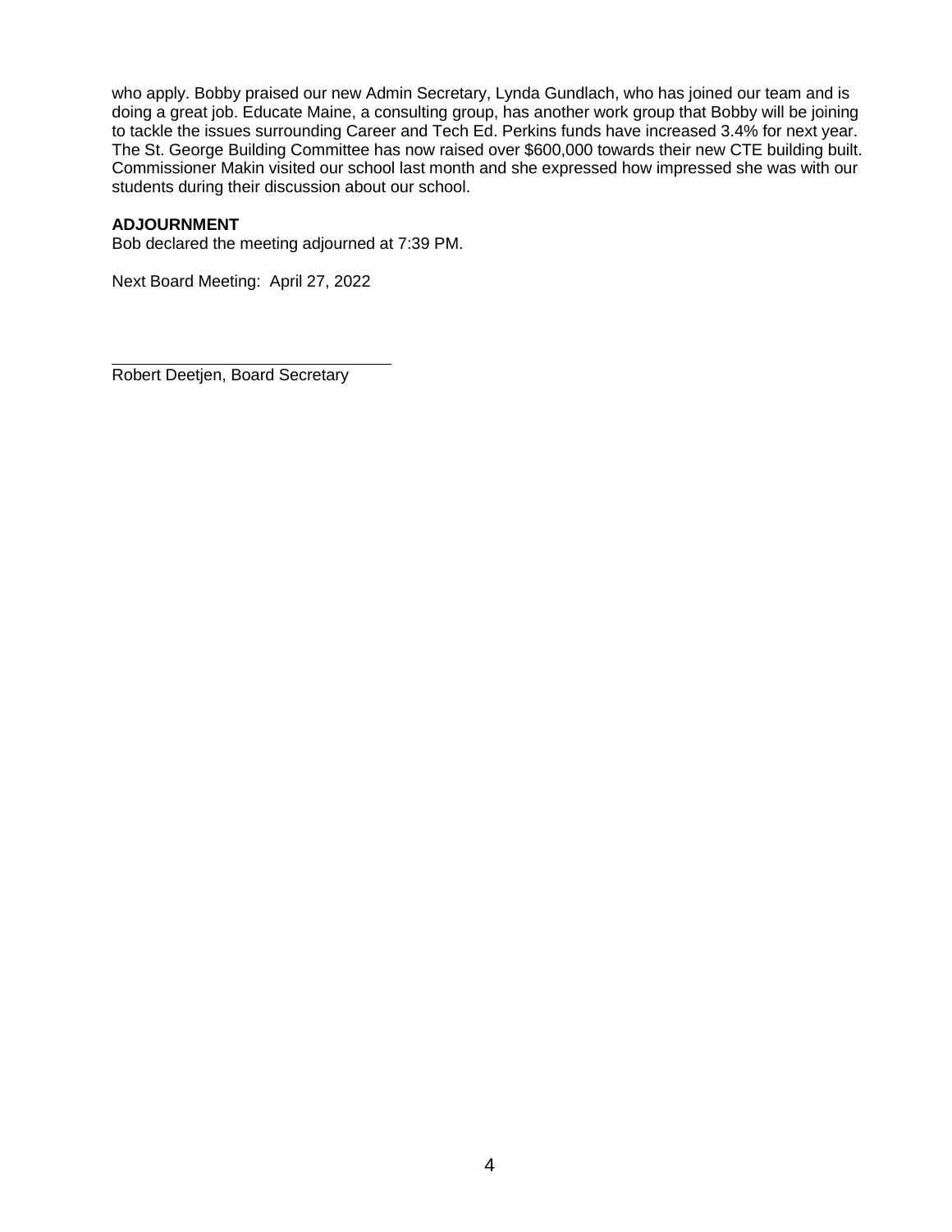who apply. Bobby praised our new Admin Secretary, Lynda Gundlach, who has joined our team and is doing a great job. Educate Maine, a consulting group, has another work group that Bobby will be joining to tackle the issues surrounding Career and Tech Ed. Perkins funds have increased 3.4% for next year. The St. George Building Committee has now raised over $600,000 towards their new CTE building built. Commissioner Makin visited our school last month and she expressed how impressed she was with our students during their discussion about our school.

**ADJOURNMENT**

Bob declared the meeting adjourned at 7:39 PM.

Next Board Meeting: April 27, 2022

Robert Deetjen, Board Secretary